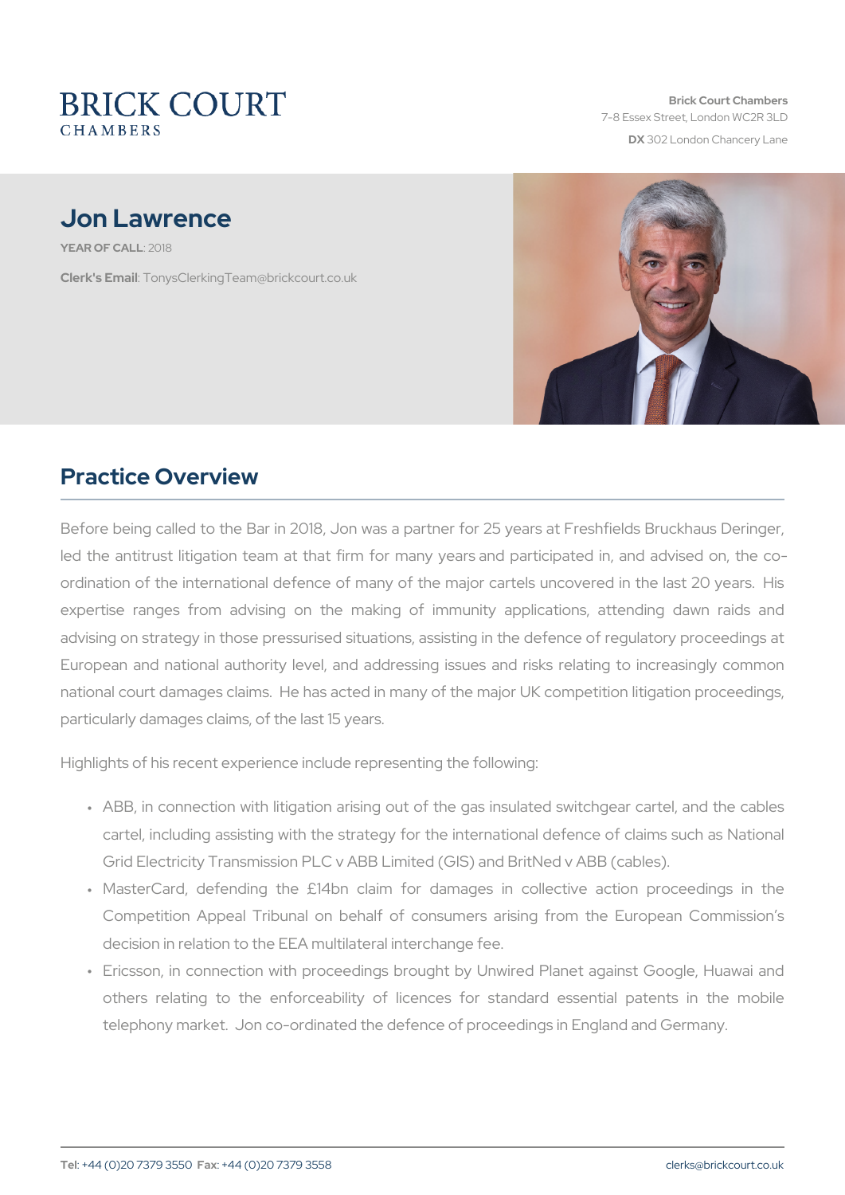BRICK COURT
CHAMBERS

Brick Court Chambers
7-8 Essex Street, London WC2R 3LD
**DX** 302 London Chancery Lane

# Jon Lawrence

**YEAR OF CALL**: 2018

**Clerk's Email**: TonysClerkingTeam@brickcourt.co.uk

## Practice Overview

Before being called to the Bar in 2018, Jon was a partner for 25 years at Freshfields Bruckhaus Deringer, led the antitrust litigation team at that firm for many years and participated in, and advised on, the co-ordination of the international defence of many of the major cartels uncovered in the last 20 years. His expertise ranges from advising on the making of immunity applications, attending dawn raids and advising on strategy in those pressurised situations, assisting in the defence of regulatory proceedings at European and national authority level, and addressing issues and risks relating to increasingly common national court damages claims. He has acted in many of the major UK competition litigation proceedings, particularly damages claims, of the last 15 years.

Highlights of his recent experience include representing the following:

- ABB, in connection with litigation arising out of the gas insulated switchgear cartel, and the cables cartel, including assisting with the strategy for the international defence of claims such as National Grid Electricity Transmission PLC v ABB Limited (GIS) and BritNed v ABB (cables).
- MasterCard, defending the £14bn claim for damages in collective action proceedings in the Competition Appeal Tribunal on behalf of consumers arising from the European Commission's decision in relation to the EEA multilateral interchange fee.
- Ericsson, in connection with proceedings brought by Unwired Planet against Google, Huawai and others relating to the enforceability of licences for standard essential patents in the mobile telephony market. Jon co-ordinated the defence of proceedings in England and Germany.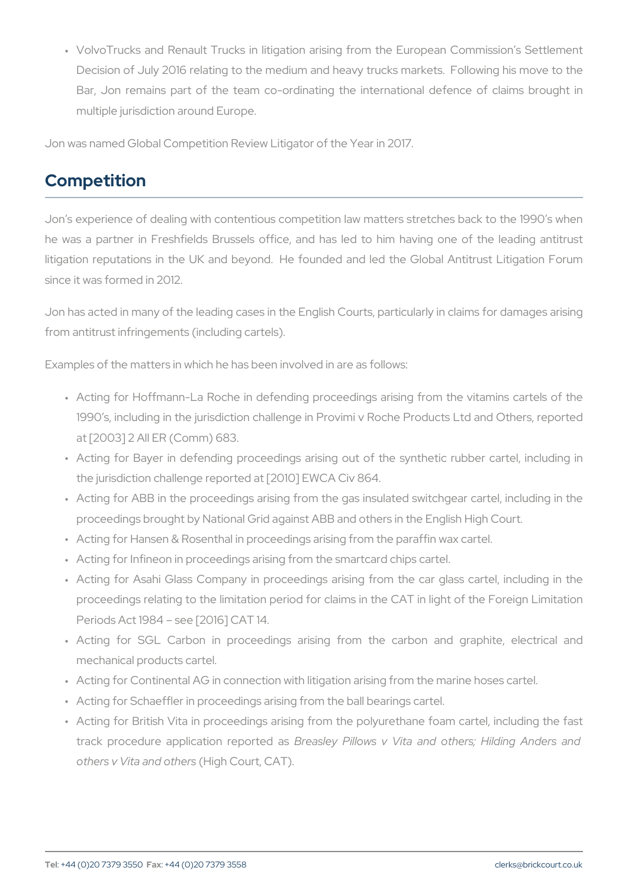- VolvoTrucks and Renault Trucks in litigation arising from the European Commission's Settlement Decision of July 2016 relating to the medium and heavy trucks markets. Following his move to the Bar, Jon remains part of the team co-ordinating the international defence of claims brought in multiple jurisdiction around Europe.

Jon was named Global Competition Review Litigator of the Year in 2017.

## Competition

Jon's experience of dealing with contentious competition law matters stretches back to the 1990's when he was a partner in Freshfields Brussels office, and has led to him having one of the leading antitrust litigation reputations in the UK and beyond. He founded and led the Global Antitrust Litigation Forum since it was formed in 2012.

Jon has acted in many of the leading cases in the English Courts, particularly in claims for damages arising from antitrust infringements (including cartels).

Examples of the matters in which he has been involved in are as follows:

- Acting for Hoffmann-La Roche in defending proceedings arising from the vitamins cartels of the 1990's, including in the jurisdiction challenge in Provimi v Roche Products Ltd and Others, reported at [2003] 2 All ER (Comm) 683.
- Acting for Bayer in defending proceedings arising out of the synthetic rubber cartel, including in the jurisdiction challenge reported at [2010] EWCA Civ 864.
- Acting for ABB in the proceedings arising from the gas insulated switchgear cartel, including in the proceedings brought by National Grid against ABB and others in the English High Court.
- Acting for Hansen & Rosenthal in proceedings arising from the paraffin wax cartel.
- Acting for Infineon in proceedings arising from the smartcard chips cartel.
- Acting for Asahi Glass Company in proceedings arising from the car glass cartel, including in the proceedings relating to the limitation period for claims in the CAT in light of the Foreign Limitation Periods Act 1984 – see [2016] CAT 14.
- Acting for SGL Carbon in proceedings arising from the carbon and graphite, electrical and mechanical products cartel.
- Acting for Continental AG in connection with litigation arising from the marine hoses cartel.
- Acting for Schaeffler in proceedings arising from the ball bearings cartel.
- Acting for British Vita in proceedings arising from the polyurethane foam cartel, including the fast track procedure application reported as *Breasley Pillows v Vita and others; Hilding Anders and others v Vita and others* (High Court, CAT).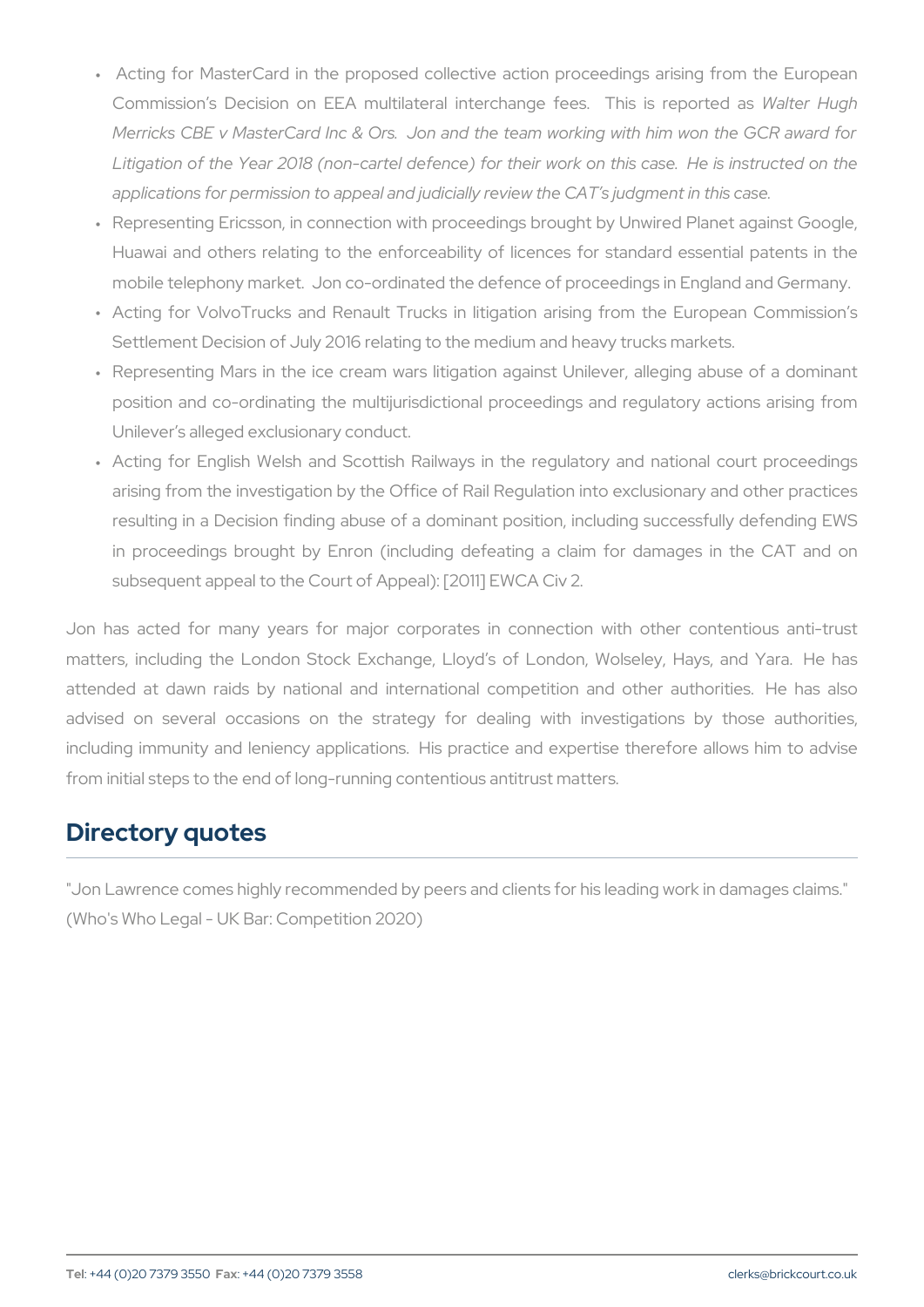- Acting for MasterCard in the proposed collective action proceedings arising from the European Commission's Decision on EEA multilateral interchange fees. This is reported as *Walter Hugh Merricks CBE v MasterCard Inc & Ors. Jon and the team working with him won the GCR award for Litigation of the Year 2018 (non-cartel defence) for their work on this case. He is instructed on the applications for permission to appeal and judicially review the CAT's judgment in this case.*
- Representing Ericsson, in connection with proceedings brought by Unwired Planet against Google, Huawai and others relating to the enforceability of licences for standard essential patents in the mobile telephony market. Jon co-ordinated the defence of proceedings in England and Germany.
- Acting for VolvoTrucks and Renault Trucks in litigation arising from the European Commission's Settlement Decision of July 2016 relating to the medium and heavy trucks markets.
- Representing Mars in the ice cream wars litigation against Unilever, alleging abuse of a dominant position and co-ordinating the multijurisdictional proceedings and regulatory actions arising from Unilever's alleged exclusionary conduct.
- Acting for English Welsh and Scottish Railways in the regulatory and national court proceedings arising from the investigation by the Office of Rail Regulation into exclusionary and other practices resulting in a Decision finding abuse of a dominant position, including successfully defending EWS in proceedings brought by Enron (including defeating a claim for damages in the CAT and on subsequent appeal to the Court of Appeal): [2011] EWCA Civ 2.

Jon has acted for many years for major corporates in connection with other contentious anti-trust matters, including the London Stock Exchange, Lloyd's of London, Wolseley, Hays, and Yara. He has attended at dawn raids by national and international competition and other authorities. He has also advised on several occasions on the strategy for dealing with investigations by those authorities, including immunity and leniency applications. His practice and expertise therefore allows him to advise from initial steps to the end of long-running contentious antitrust matters.

## Directory quotes

"Jon Lawrence comes highly recommended by peers and clients for his leading work in damages claims." (Who's Who Legal - UK Bar: Competition 2020)